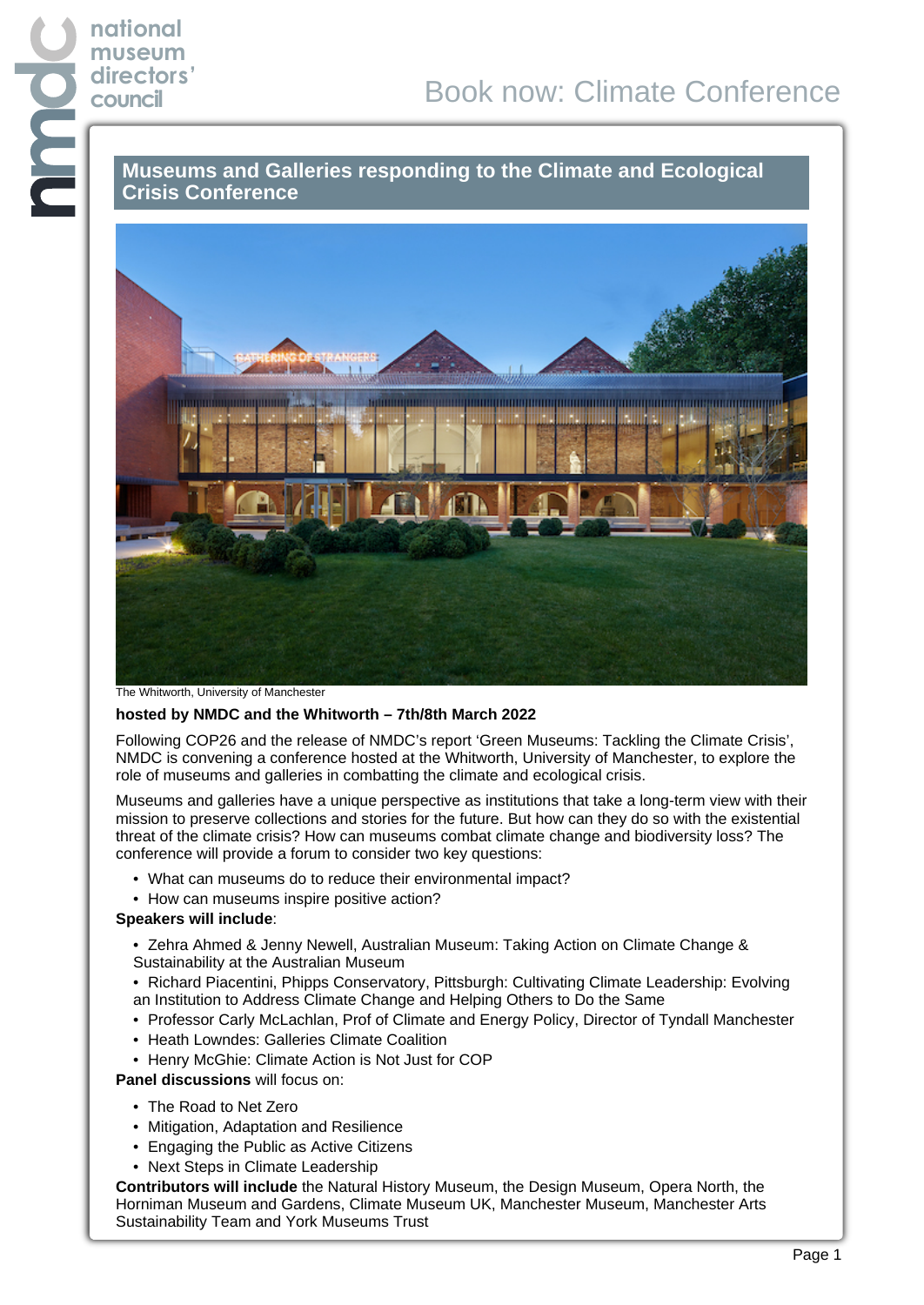# Book now: Climate Conference

## Museums and Galleries responding to the Climate and Ecological Crisis Conference

The Whitworth, University of Manchester

**hosted by NMDC and the Whitworth – 7th/8th March 2022**

Following COP26 and the release of NMDC's report 'Green Museums: Tackling the Climate Crisis', NMDC is convening a conference hosted at the Whitworth, University of Manchester, to explore the role of museums and galleries in combatting the climate and ecological crisis.

Museums and galleries have a unique perspective as institutions that take a long-term view with their mission to preserve collections and stories for the future. But how can they do so with the existential threat of the climate crisis? How can museums combat climate change and biodiversity loss? The conference will provide a forum to consider two key questions:

- What can museums do to reduce their environmental impact?
- How can museums inspire positive action?

**Speakers will include**:

- Zehra Ahmed & Jenny Newell, Australian Museum: Taking Action on Climate Change & Sustainability at the Australian Museum
- Richard Piacentini, Phipps Conservatory, Pittsburgh: Cultivating Climate Leadership: Evolving an Institution to Address Climate Change and Helping Others to Do the Same
- Professor Carly McLachlan, Prof of Climate and Energy Policy, Director of Tyndall Manchester
- Heath Lowndes: Galleries Climate Coalition
- Henry McGhie: Climate Action is Not Just for COP

**Panel discussions** will focus on:

- The Road to Net Zero
- Mitigation, Adaptation and Resilience
- Engaging the Public as Active Citizens
- Next Steps in Climate Leadership

**Contributors will include** the Natural History Museum, the Design Museum, Opera North, the Horniman Museum and Gardens, Climate Museum UK, Manchester Museum, Manchester Arts Sustainability Team and York Museums Trust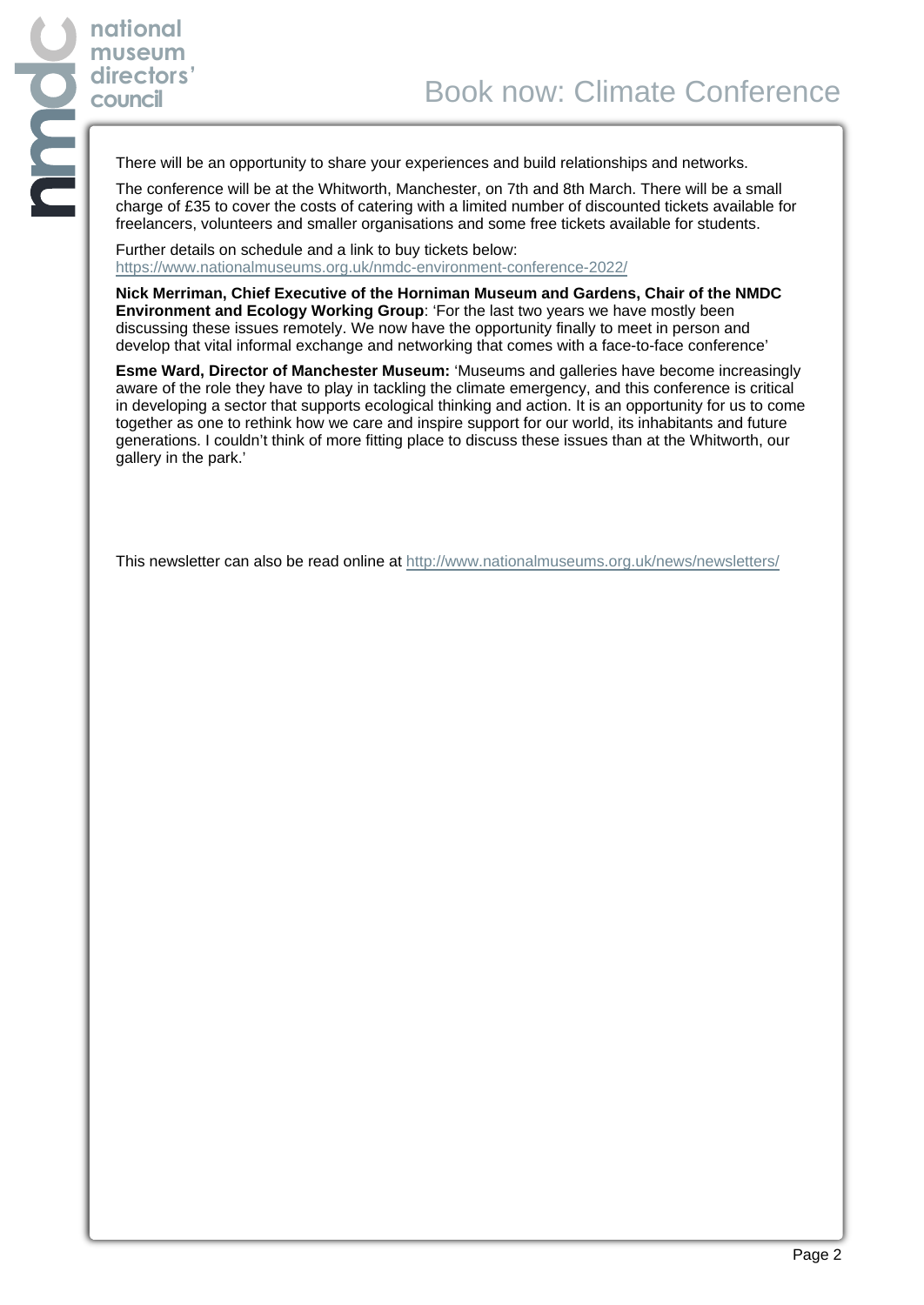# Book now: Climate Conference

There will be an opportunity to share your experiences and build relationships and networks.

The conference will be at the Whitworth, Manchester, on 7th and 8th March. There will be a small charge of £35 to cover the costs of catering with a limited number of discounted tickets available for freelancers, volunteers and smaller organisations and some free tickets available for students.

Further details on schedule and a link to buy tickets below:
https://www.nationalmuseums.org.uk/nmdc-environment-conference-2022/

**Nick Merriman, Chief Executive of the Horniman Museum and Gardens, Chair of the NMDC Environment and Ecology Working Group**: 'For the last two years we have mostly been discussing these issues remotely. We now have the opportunity finally to meet in person and develop that vital informal exchange and networking that comes with a face-to-face conference'

**Esme Ward, Director of Manchester Museum:** 'Museums and galleries have become increasingly aware of the role they have to play in tackling the climate emergency, and this conference is critical in developing a sector that supports ecological thinking and action. It is an opportunity for us to come together as one to rethink how we care and inspire support for our world, its inhabitants and future generations. I couldn't think of more fitting place to discuss these issues than at the Whitworth, our gallery in the park.'

This newsletter can also be read online at http://www.nationalmuseums.org.uk/news/newsletters/